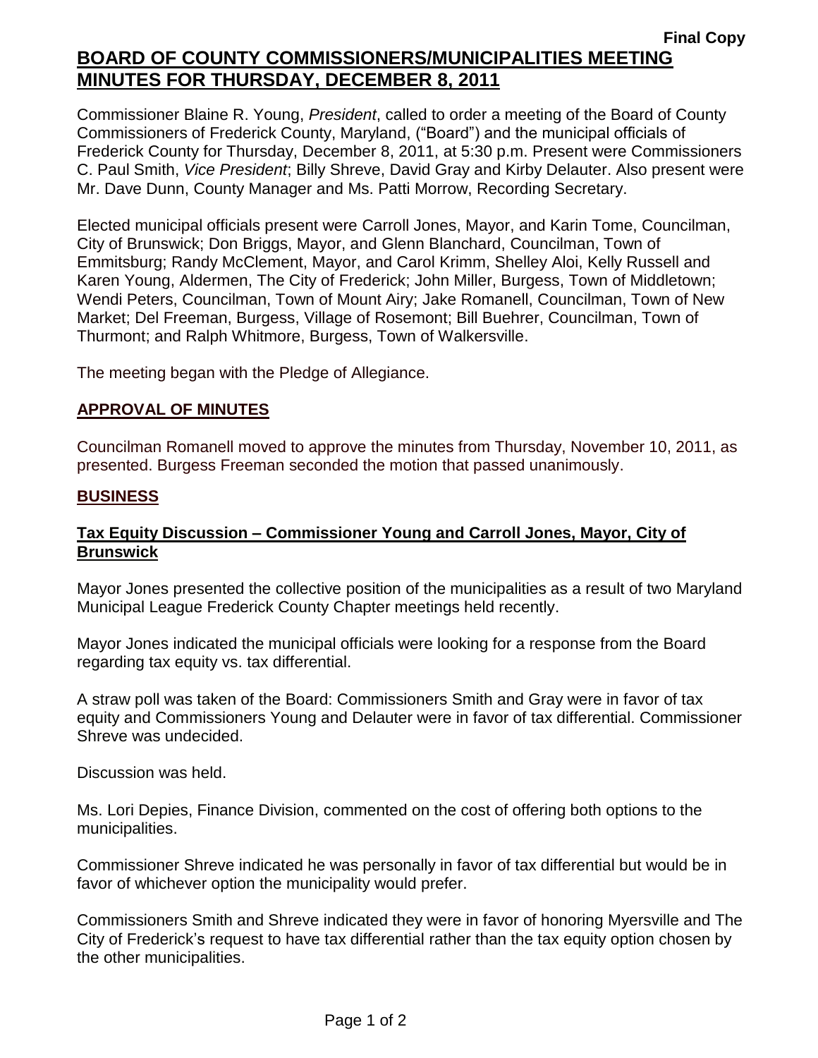**Final Copy**

# BOARD OF COUNTY COMMISSIONERS/MUNICIPALITIES MEETING MINUTES FOR THURSDAY, DECEMBER 8, 2011

Commissioner Blaine R. Young, *President*, called to order a meeting of the Board of County Commissioners of Frederick County, Maryland, ("Board") and the municipal officials of Frederick County for Thursday, December 8, 2011, at 5:30 p.m. Present were Commissioners C. Paul Smith, *Vice President*; Billy Shreve, David Gray and Kirby Delauter. Also present were Mr. Dave Dunn, County Manager and Ms. Patti Morrow, Recording Secretary.

Elected municipal officials present were Carroll Jones, Mayor, and Karin Tome, Councilman, City of Brunswick; Don Briggs, Mayor, and Glenn Blanchard, Councilman, Town of Emmitsburg; Randy McClement, Mayor, and Carol Krimm, Shelley Aloi, Kelly Russell and Karen Young, Aldermen, The City of Frederick; John Miller, Burgess, Town of Middletown; Wendi Peters, Councilman, Town of Mount Airy; Jake Romanell, Councilman, Town of New Market; Del Freeman, Burgess, Village of Rosemont; Bill Buehrer, Councilman, Town of Thurmont; and Ralph Whitmore, Burgess, Town of Walkersville.

The meeting began with the Pledge of Allegiance.

## APPROVAL OF MINUTES

Councilman Romanell moved to approve the minutes from Thursday, November 10, 2011, as presented. Burgess Freeman seconded the motion that passed unanimously.

## BUSINESS

### Tax Equity Discussion – Commissioner Young and Carroll Jones, Mayor, City of Brunswick

Mayor Jones presented the collective position of the municipalities as a result of two Maryland Municipal League Frederick County Chapter meetings held recently.

Mayor Jones indicated the municipal officials were looking for a response from the Board regarding tax equity vs. tax differential.

A straw poll was taken of the Board: Commissioners Smith and Gray were in favor of tax equity and Commissioners Young and Delauter were in favor of tax differential. Commissioner Shreve was undecided.

Discussion was held.

Ms. Lori Depies, Finance Division, commented on the cost of offering both options to the municipalities.

Commissioner Shreve indicated he was personally in favor of tax differential but would be in favor of whichever option the municipality would prefer.

Commissioners Smith and Shreve indicated they were in favor of honoring Myersville and The City of Frederick's request to have tax differential rather than the tax equity option chosen by the other municipalities.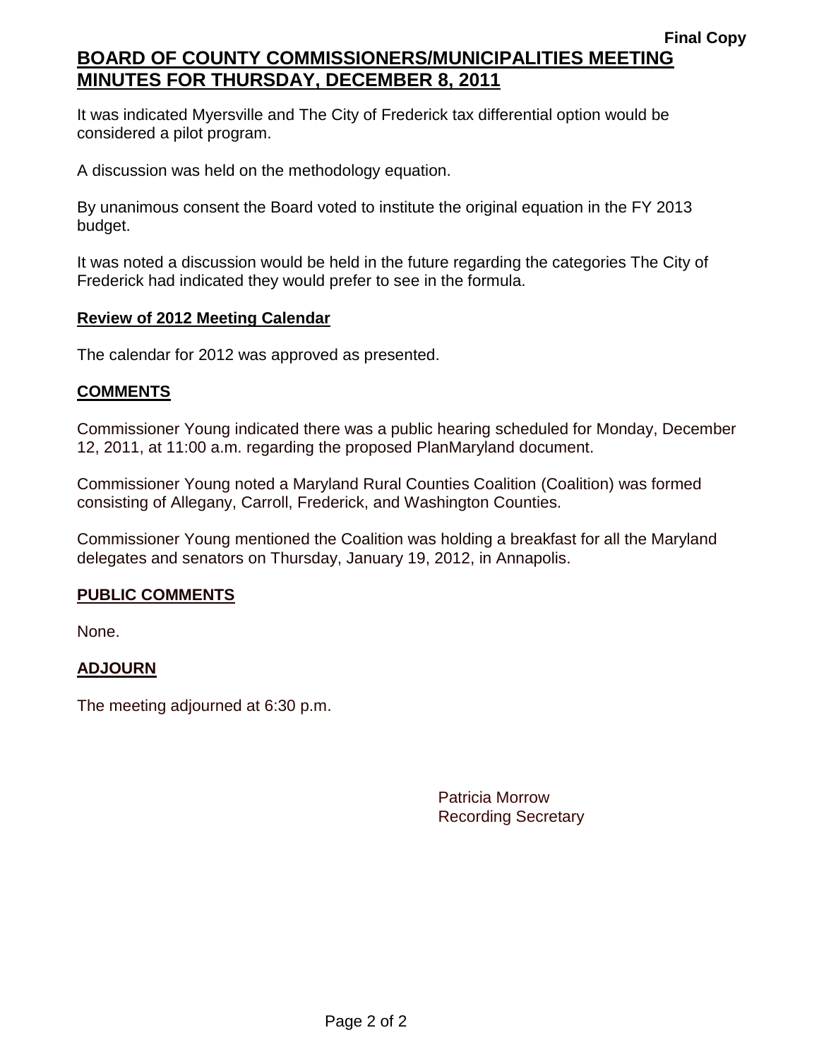It was indicated Myersville and The City of Frederick tax differential option would be considered a pilot program.

A discussion was held on the methodology equation.

By unanimous consent the Board voted to institute the original equation in the FY 2013 budget.

It was noted a discussion would be held in the future regarding the categories The City of Frederick had indicated they would prefer to see in the formula.

**Review of 2012 Meeting Calendar**

The calendar for 2012 was approved as presented.

## COMMENTS

Commissioner Young indicated there was a public hearing scheduled for Monday, December 12, 2011, at 11:00 a.m. regarding the proposed PlanMaryland document.

Commissioner Young noted a Maryland Rural Counties Coalition (Coalition) was formed consisting of Allegany, Carroll, Frederick, and Washington Counties.

Commissioner Young mentioned the Coalition was holding a breakfast for all the Maryland delegates and senators on Thursday, January 19, 2012, in Annapolis.

## PUBLIC COMMENTS

None.

## ADJOURN

The meeting adjourned at 6:30 p.m.

Patricia Morrow
Recording Secretary